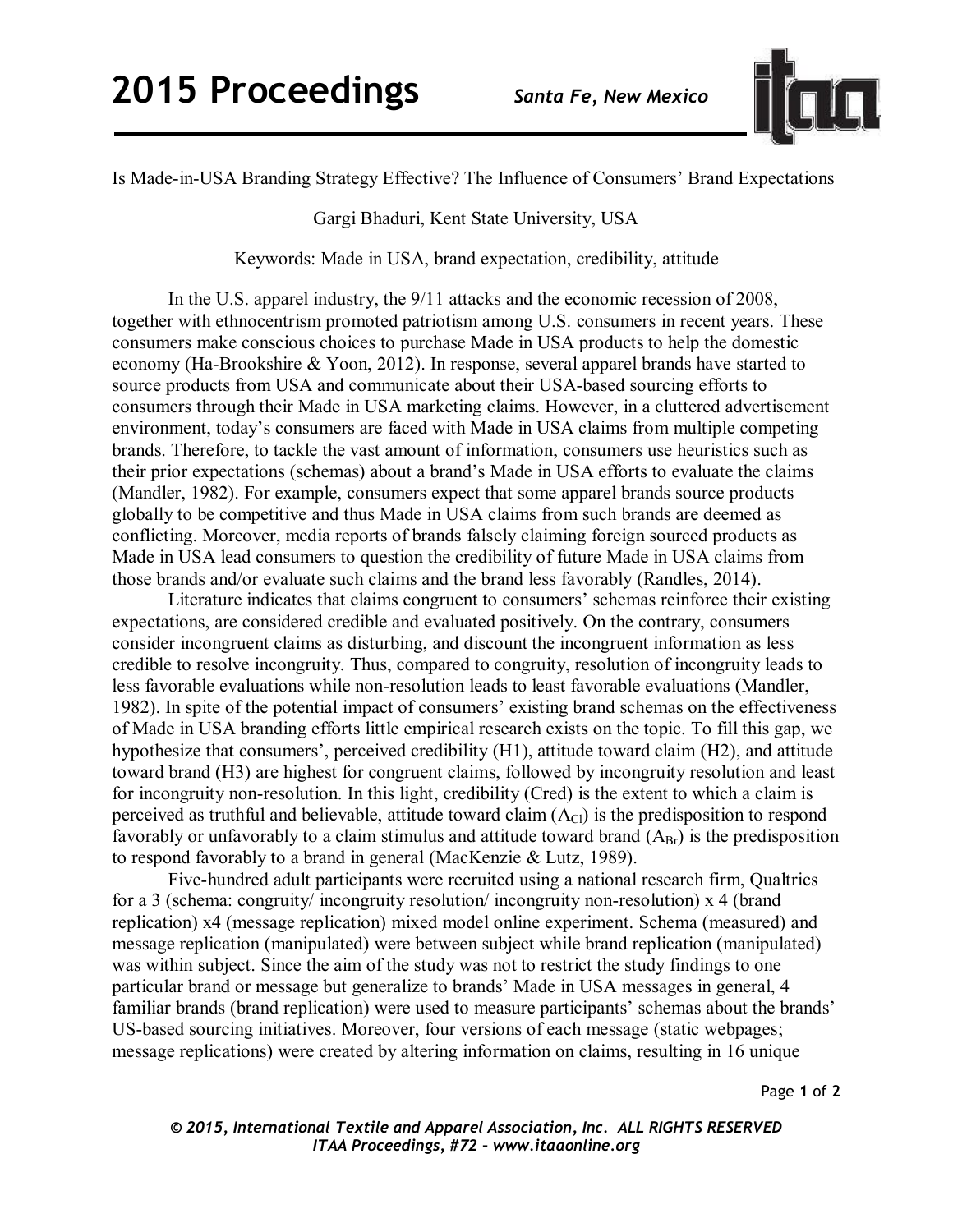# Is Made-in-USA Branding Strategy Effective? The Influence of Consumers' Brand Expectations

Gargi Bhaduri, Kent State University, USA

Keywords: Made in USA, brand expectation, credibility, attitude

In the U.S. apparel industry, the 9/11 attacks and the economic recession of 2008, together with ethnocentrism promoted patriotism among U.S. consumers in recent years. These consumers make conscious choices to purchase Made in USA products to help the domestic economy (Ha-Brookshire & Yoon, 2012). In response, several apparel brands have started to source products from USA and communicate about their USA-based sourcing efforts to consumers through their Made in USA marketing claims. However, in a cluttered advertisement environment, today's consumers are faced with Made in USA claims from multiple competing brands. Therefore, to tackle the vast amount of information, consumers use heuristics such as their prior expectations (schemas) about a brand's Made in USA efforts to evaluate the claims (Mandler, 1982). For example, consumers expect that some apparel brands source products globally to be competitive and thus Made in USA claims from such brands are deemed as conflicting. Moreover, media reports of brands falsely claiming foreign sourced products as Made in USA lead consumers to question the credibility of future Made in USA claims from those brands and/or evaluate such claims and the brand less favorably (Randles, 2014).

Literature indicates that claims congruent to consumers' schemas reinforce their existing expectations, are considered credible and evaluated positively. On the contrary, consumers consider incongruent claims as disturbing, and discount the incongruent information as less credible to resolve incongruity. Thus, compared to congruity, resolution of incongruity leads to less favorable evaluations while non-resolution leads to least favorable evaluations (Mandler, 1982). In spite of the potential impact of consumers' existing brand schemas on the effectiveness of Made in USA branding efforts little empirical research exists on the topic. To fill this gap, we hypothesize that consumers', perceived credibility (H1), attitude toward claim (H2), and attitude toward brand (H3) are highest for congruent claims, followed by incongruity resolution and least for incongruity non-resolution. In this light, credibility (Cred) is the extent to which a claim is perceived as truthful and believable, attitude toward claim ($A_{Cl}$) is the predisposition to respond favorably or unfavorably to a claim stimulus and attitude toward brand ($A_{Br}$) is the predisposition to respond favorably to a brand in general (MacKenzie & Lutz, 1989).

Five-hundred adult participants were recruited using a national research firm, Qualtrics for a 3 (schema: congruity/ incongruity resolution/ incongruity non-resolution) x 4 (brand replication) x4 (message replication) mixed model online experiment. Schema (measured) and message replication (manipulated) were between subject while brand replication (manipulated) was within subject. Since the aim of the study was not to restrict the study findings to one particular brand or message but generalize to brands' Made in USA messages in general, 4 familiar brands (brand replication) were used to measure participants' schemas about the brands' US-based sourcing initiatives. Moreover, four versions of each message (static webpages; message replications) were created by altering information on claims, resulting in 16 unique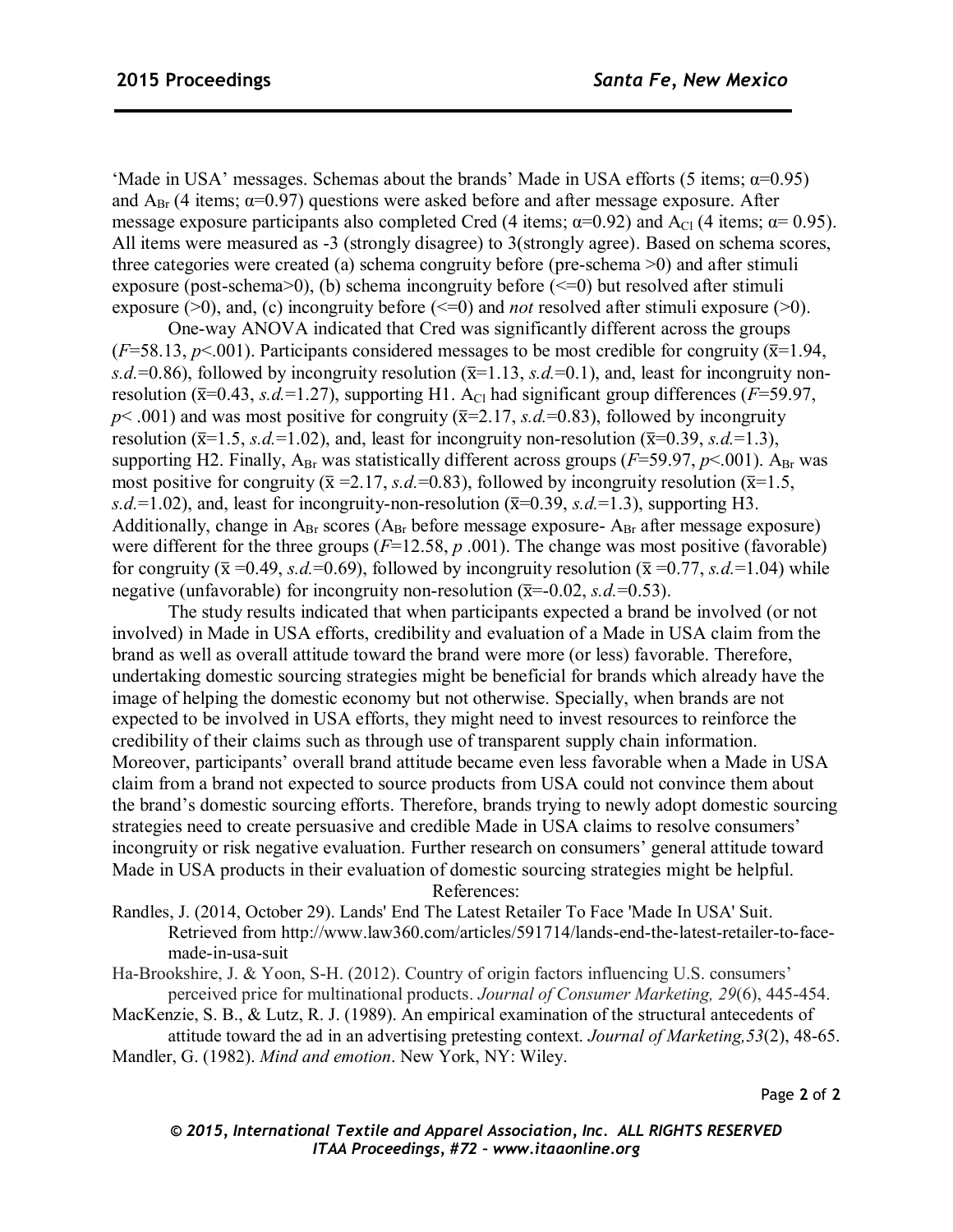'Made in USA' messages. Schemas about the brands' Made in USA efforts (5 items; α=0.95) and $A_{Br}$ (4 items; α=0.97) questions were asked before and after message exposure. After message exposure participants also completed Cred (4 items; α=0.92) and $A_{Cl}$ (4 items; α= 0.95). All items were measured as -3 (strongly disagree) to 3(strongly agree). Based on schema scores, three categories were created (a) schema congruity before (pre-schema >0) and after stimuli exposure (post-schema>0), (b) schema incongruity before (<=0) but resolved after stimuli exposure (>0), and, (c) incongruity before (<=0) and *not* resolved after stimuli exposure (>0).

One-way ANOVA indicated that Cred was significantly different across the groups ($F$=58.13, $p$<.001). Participants considered messages to be most credible for congruity ($\bar{x}$=1.94, *s.d.*=0.86), followed by incongruity resolution ($\bar{x}$=1.13, *s.d.*=0.1), and, least for incongruity non-resolution ($\bar{x}$=0.43, *s.d.*=1.27), supporting H1. $A_{Cl}$ had significant group differences ($F$=59.97, $p$< .001) and was most positive for congruity ($\bar{x}$=2.17, *s.d.*=0.83), followed by incongruity resolution ($\bar{x}$=1.5, *s.d.*=1.02), and, least for incongruity non-resolution ($\bar{x}$=0.39, *s.d.*=1.3), supporting H2. Finally, $A_{Br}$ was statistically different across groups ($F$=59.97, $p$<.001). $A_{Br}$ was most positive for congruity ($\bar{x}$ =2.17, *s.d.*=0.83), followed by incongruity resolution ($\bar{x}$=1.5, *s.d.*=1.02), and, least for incongruity-non-resolution ($\bar{x}$=0.39, *s.d.*=1.3), supporting H3. Additionally, change in $A_{Br}$ scores ($A_{Br}$ before message exposure- $A_{Br}$ after message exposure) were different for the three groups ($F$=12.58, $p$ .001). The change was most positive (favorable) for congruity ($\bar{x}$ =0.49, *s.d.*=0.69), followed by incongruity resolution ($\bar{x}$ =0.77, *s.d.*=1.04) while negative (unfavorable) for incongruity non-resolution ($\bar{x}$=-0.02, *s.d.*=0.53).

The study results indicated that when participants expected a brand be involved (or not involved) in Made in USA efforts, credibility and evaluation of a Made in USA claim from the brand as well as overall attitude toward the brand were more (or less) favorable. Therefore, undertaking domestic sourcing strategies might be beneficial for brands which already have the image of helping the domestic economy but not otherwise. Specially, when brands are not expected to be involved in USA efforts, they might need to invest resources to reinforce the credibility of their claims such as through use of transparent supply chain information. Moreover, participants' overall brand attitude became even less favorable when a Made in USA claim from a brand not expected to source products from USA could not convince them about the brand's domestic sourcing efforts. Therefore, brands trying to newly adopt domestic sourcing strategies need to create persuasive and credible Made in USA claims to resolve consumers' incongruity or risk negative evaluation. Further research on consumers' general attitude toward Made in USA products in their evaluation of domestic sourcing strategies might be helpful.

References:

Randles, J. (2014, October 29). Lands' End The Latest Retailer To Face 'Made In USA' Suit. Retrieved from http://www.law360.com/articles/591714/lands-end-the-latest-retailer-to-face-made-in-usa-suit

Ha-Brookshire, J. & Yoon, S-H. (2012). Country of origin factors influencing U.S. consumers' perceived price for multinational products. *Journal of Consumer Marketing, 29*(6), 445-454.

MacKenzie, S. B., & Lutz, R. J. (1989). An empirical examination of the structural antecedents of attitude toward the ad in an advertising pretesting context. *Journal of Marketing,53*(2), 48-65.

Mandler, G. (1982). *Mind and emotion*. New York, NY: Wiley.